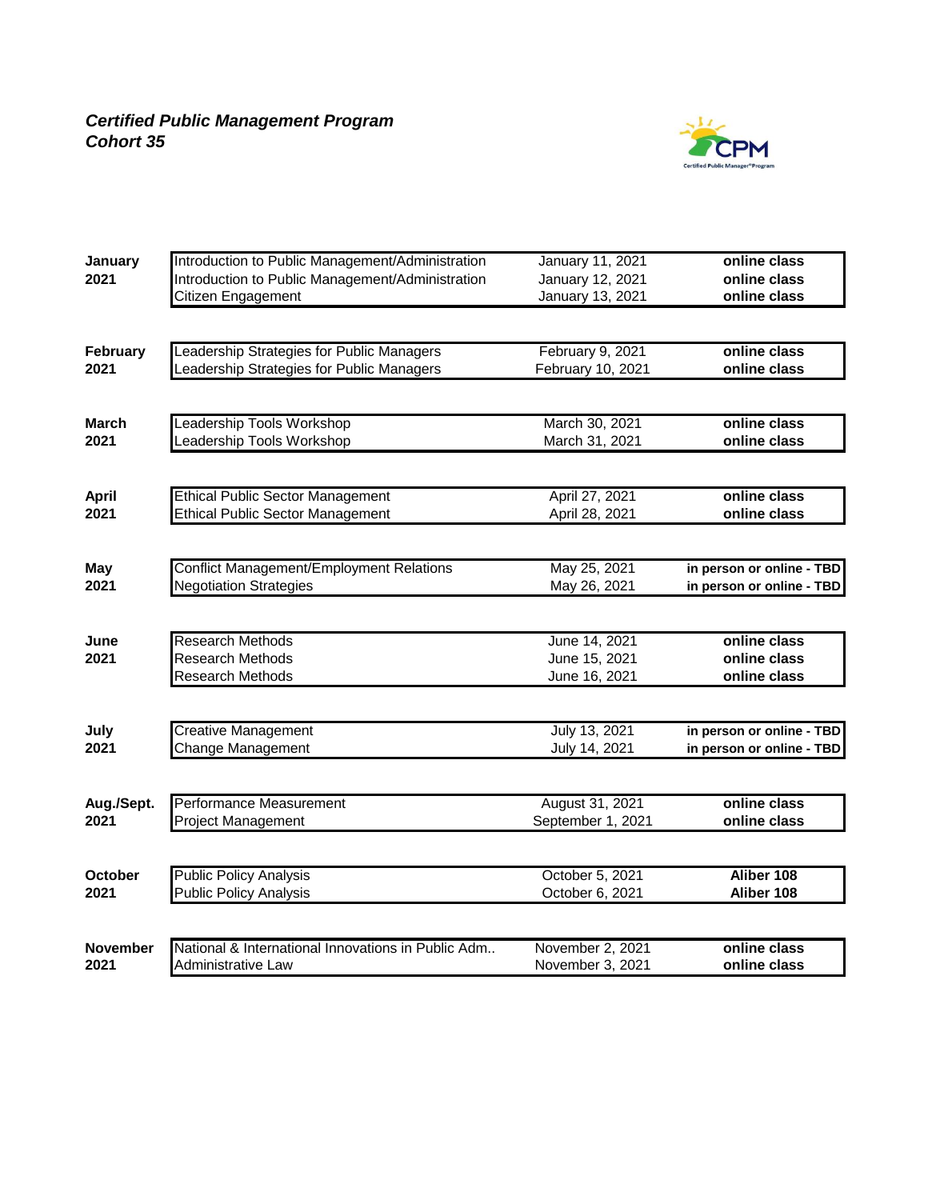***Certified Public Management Program***
***Cohort 35***

| Month | Course | Date | Location |
|---|---|---|---|
| **January 2021** | Introduction to Public Management/Administration | January 11, 2021 | **online class** |
| | Introduction to Public Management/Administration | January 12, 2021 | **online class** |
| | Citizen Engagement | January 13, 2021 | **online class** |
| **February 2021** | Leadership Strategies for Public Managers | February 9, 2021 | **online class** |
| | Leadership Strategies for Public Managers | February 10, 2021 | **online class** |
| **March 2021** | Leadership Tools Workshop | March 30, 2021 | **online class** |
| | Leadership Tools Workshop | March 31, 2021 | **online class** |
| **April 2021** | Ethical Public Sector Management | April 27, 2021 | **online class** |
| | Ethical Public Sector Management | April 28, 2021 | **online class** |
| **May 2021** | Conflict Management/Employment Relations | May 25, 2021 | **in person or online - TBD** |
| | Negotiation Strategies | May 26, 2021 | **in person or online - TBD** |
| **June 2021** | Research Methods | June 14, 2021 | **online class** |
| | Research Methods | June 15, 2021 | **online class** |
| | Research Methods | June 16, 2021 | **online class** |
| **July 2021** | Creative Management | July 13, 2021 | **in person or online - TBD** |
| | Change Management | July 14, 2021 | **in person or online - TBD** |
| **Aug./Sept. 2021** | Performance Measurement | August 31, 2021 | **online class** |
| | Project Management | September 1, 2021 | **online class** |
| **October 2021** | Public Policy Analysis | October 5, 2021 | **Aliber 108** |
| | Public Policy Analysis | October 6, 2021 | **Aliber 108** |
| **November 2021** | National & International Innovations in Public Adm.. | November 2, 2021 | **online class** |
| | Administrative Law | November 3, 2021 | **online class** |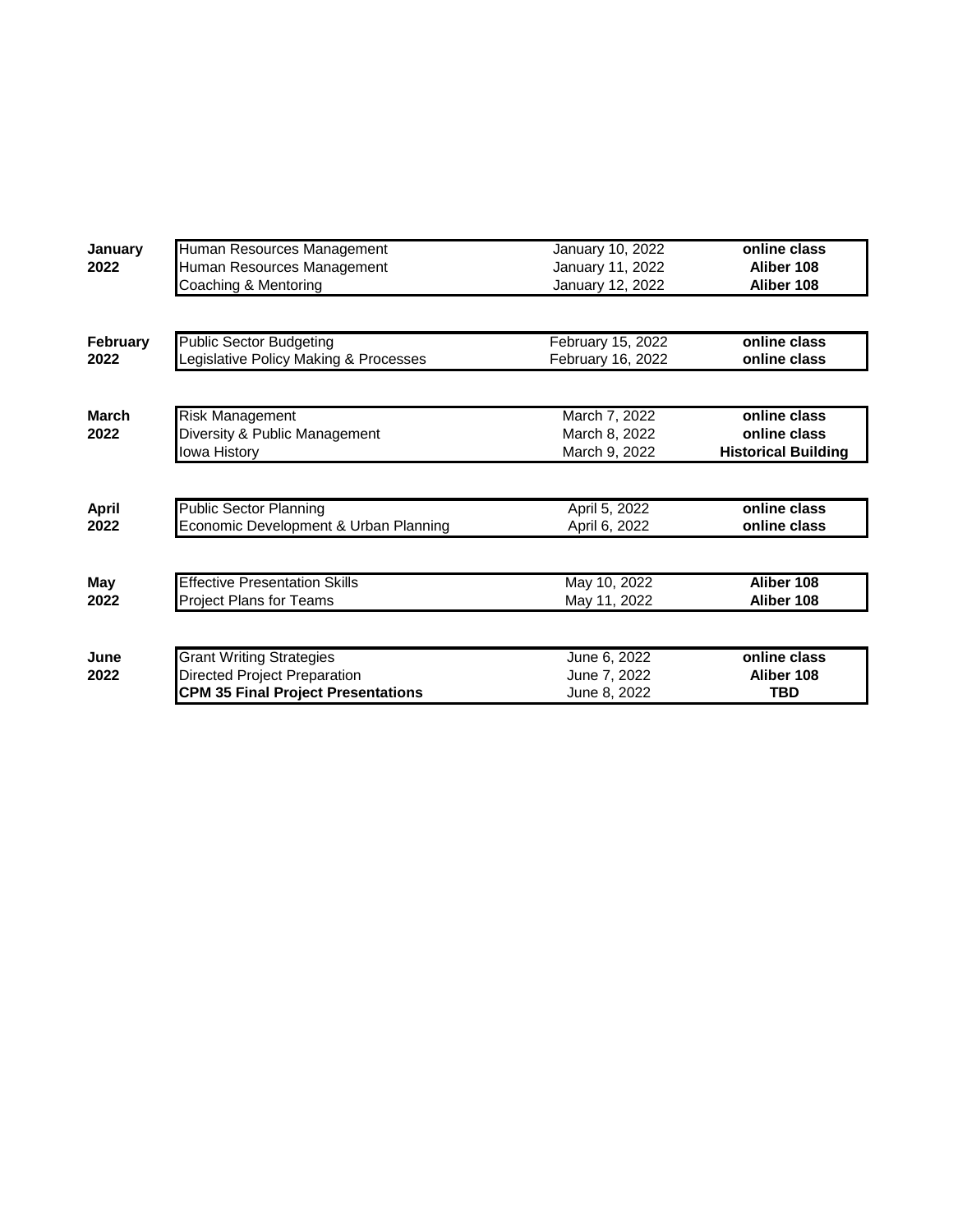| | | | |
|---|---|---|---|
| **January 2022** | Human Resources Management | January 10, 2022 | **online class** |
| | Human Resources Management | January 11, 2022 | **Aliber 108** |
| | Coaching & Mentoring | January 12, 2022 | **Aliber 108** |
| **February 2022** | Public Sector Budgeting | February 15, 2022 | **online class** |
| | Legislative Policy Making & Processes | February 16, 2022 | **online class** |
| **March 2022** | Risk Management | March 7, 2022 | **online class** |
| | Diversity & Public Management | March 8, 2022 | **online class** |
| | Iowa History | March 9, 2022 | **Historical Building** |
| **April 2022** | Public Sector Planning | April 5, 2022 | **online class** |
| | Economic Development & Urban Planning | April 6, 2022 | **online class** |
| **May 2022** | Effective Presentation Skills | May 10, 2022 | **Aliber 108** |
| | Project Plans for Teams | May 11, 2022 | **Aliber 108** |
| **June 2022** | Grant Writing Strategies | June 6, 2022 | **online class** |
| | Directed Project Preparation | June 7, 2022 | **Aliber 108** |
| | **CPM 35 Final Project Presentations** | June 8, 2022 | **TBD** |